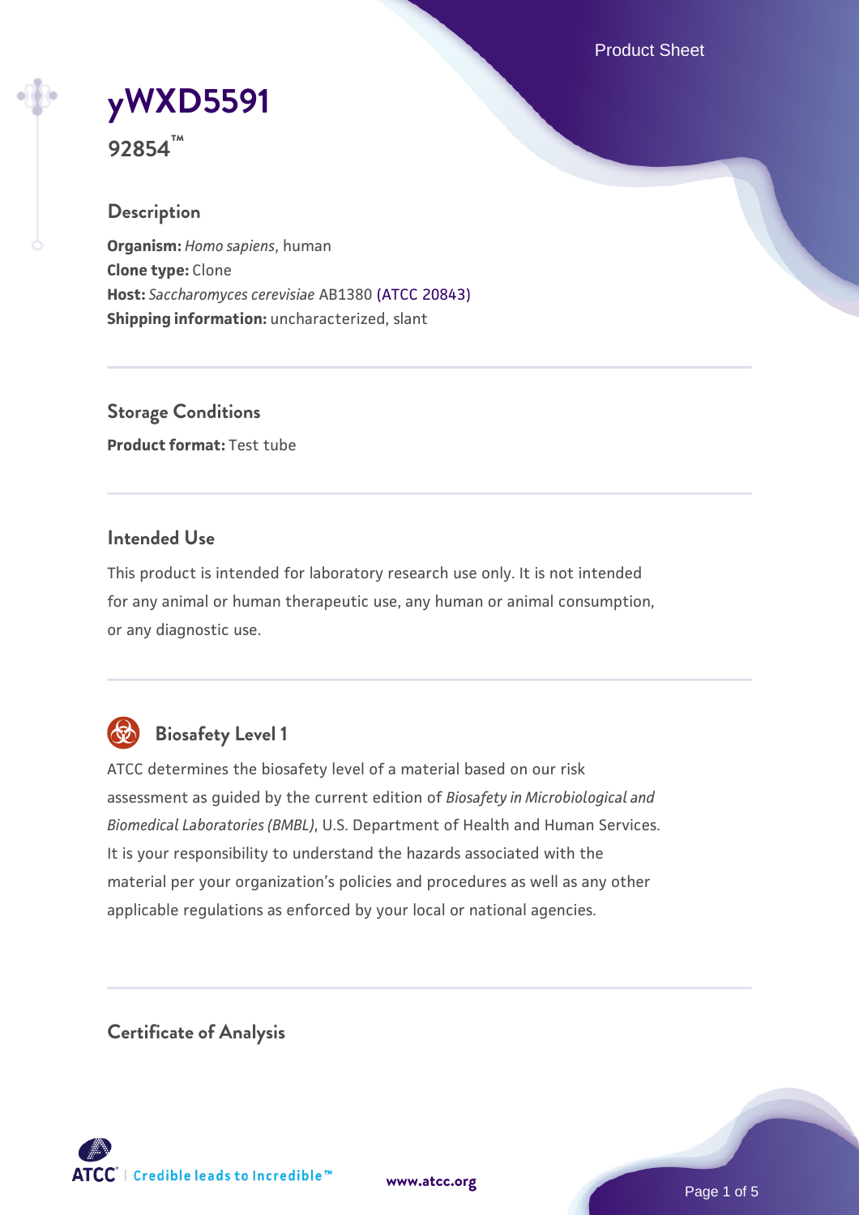# yWXD5591

**92854™**

## Description

**Organism:** *Homo sapiens*, human
**Clone type:** Clone
**Host:** *Saccharomyces cerevisiae* AB1380 (ATCC 20843)
**Shipping information:** uncharacterized, slant

## Storage Conditions

**Product format:** Test tube

## Intended Use

This product is intended for laboratory research use only. It is not intended for any animal or human therapeutic use, any human or animal consumption, or any diagnostic use.

## Biosafety Level 1

ATCC determines the biosafety level of a material based on our risk assessment as guided by the current edition of *Biosafety in Microbiological and Biomedical Laboratories (BMBL)*, U.S. Department of Health and Human Services. It is your responsibility to understand the hazards associated with the material per your organization's policies and procedures as well as any other applicable regulations as enforced by your local or national agencies.

## Certificate of Analysis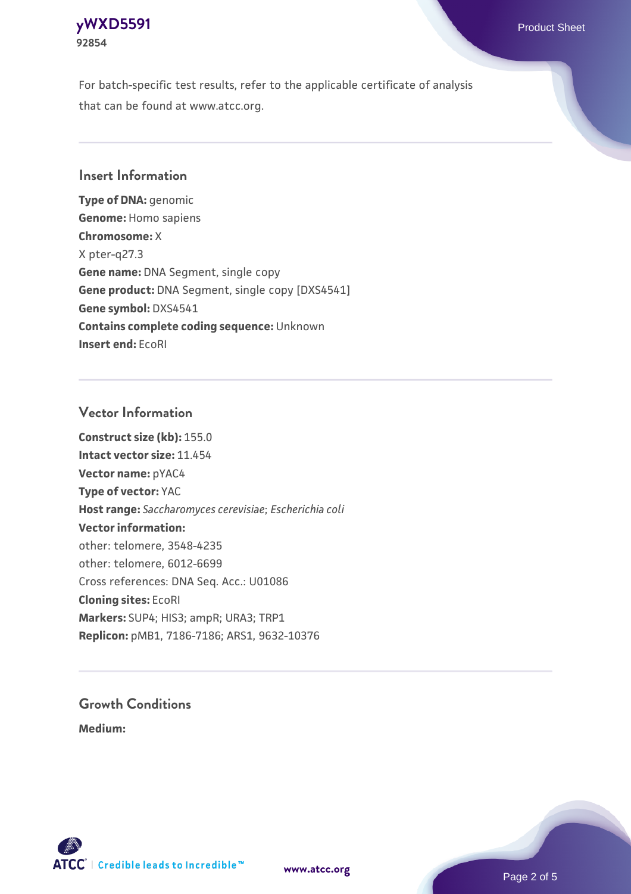For batch-specific test results, refer to the applicable certificate of analysis that can be found at www.atcc.org.

## Insert Information

**Type of DNA:** genomic
**Genome:** Homo sapiens
**Chromosome:** X
X pter-q27.3
**Gene name:** DNA Segment, single copy
**Gene product:** DNA Segment, single copy [DXS4541]
**Gene symbol:** DXS4541
**Contains complete coding sequence:** Unknown
**Insert end:** EcoRI

## Vector Information

**Construct size (kb):** 155.0
**Intact vector size:** 11.454
**Vector name:** pYAC4
**Type of vector:** YAC
**Host range:** *Saccharomyces cerevisiae*; *Escherichia coli*
**Vector information:**
other: telomere, 3548-4235
other: telomere, 6012-6699
Cross references: DNA Seq. Acc.: U01086
**Cloning sites:** EcoRI
**Markers:** SUP4; HIS3; ampR; URA3; TRP1
**Replicon:** pMB1, 7186-7186; ARS1, 9632-10376

## Growth Conditions

**Medium:**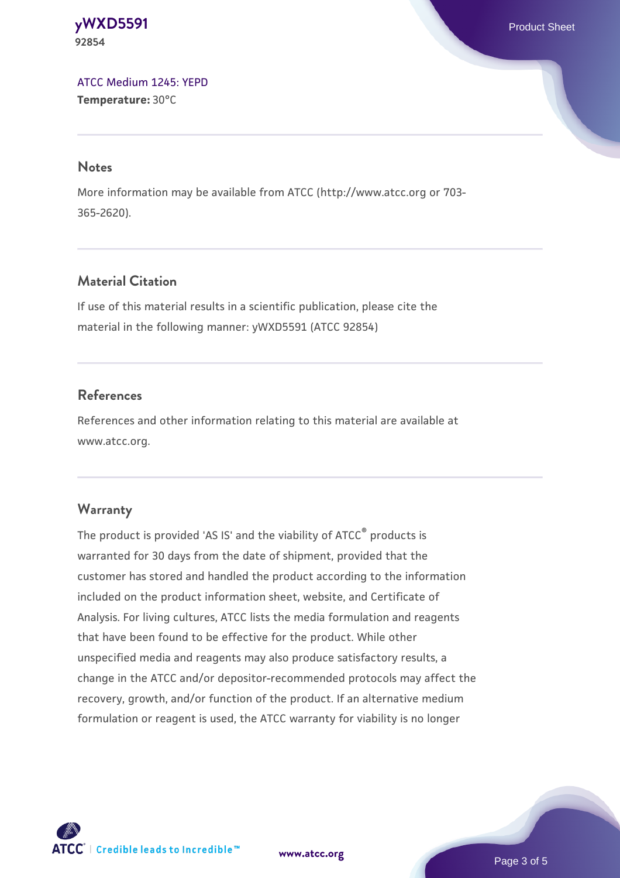ATCC Medium 1245: YEPD
**Temperature:** 30°C

## Notes

More information may be available from ATCC (http://www.atcc.org or 703-365-2620).

## Material Citation

If use of this material results in a scientific publication, please cite the material in the following manner: yWXD5591 (ATCC 92854)

## References

References and other information relating to this material are available at www.atcc.org.

## Warranty

The product is provided 'AS IS' and the viability of ATCC® products is warranted for 30 days from the date of shipment, provided that the customer has stored and handled the product according to the information included on the product information sheet, website, and Certificate of Analysis. For living cultures, ATCC lists the media formulation and reagents that have been found to be effective for the product. While other unspecified media and reagents may also produce satisfactory results, a change in the ATCC and/or depositor-recommended protocols may affect the recovery, growth, and/or function of the product. If an alternative medium formulation or reagent is used, the ATCC warranty for viability is no longer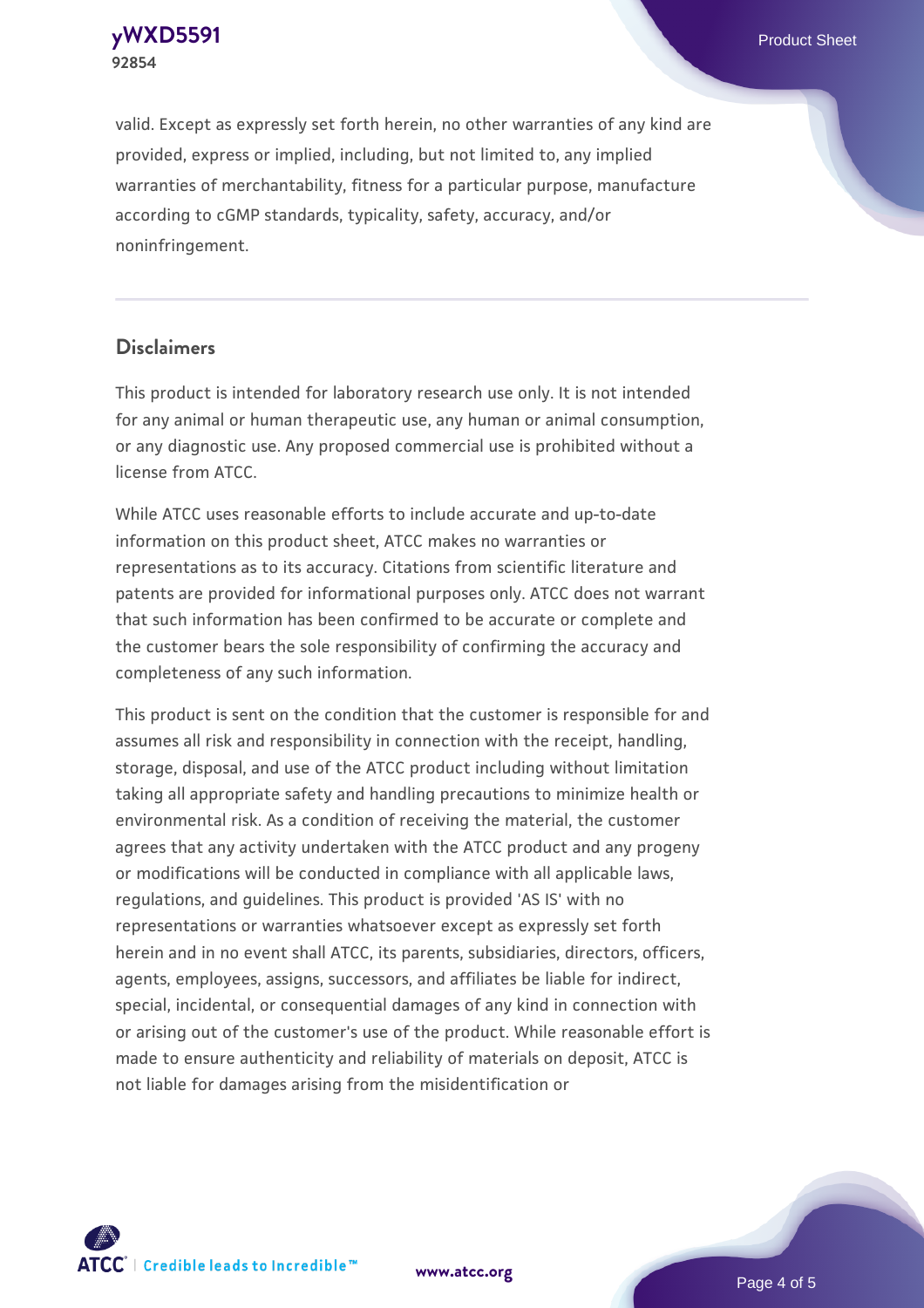valid. Except as expressly set forth herein, no other warranties of any kind are provided, express or implied, including, but not limited to, any implied warranties of merchantability, fitness for a particular purpose, manufacture according to cGMP standards, typicality, safety, accuracy, and/or noninfringement.

## Disclaimers

This product is intended for laboratory research use only. It is not intended for any animal or human therapeutic use, any human or animal consumption, or any diagnostic use. Any proposed commercial use is prohibited without a license from ATCC.

While ATCC uses reasonable efforts to include accurate and up-to-date information on this product sheet, ATCC makes no warranties or representations as to its accuracy. Citations from scientific literature and patents are provided for informational purposes only. ATCC does not warrant that such information has been confirmed to be accurate or complete and the customer bears the sole responsibility of confirming the accuracy and completeness of any such information.

This product is sent on the condition that the customer is responsible for and assumes all risk and responsibility in connection with the receipt, handling, storage, disposal, and use of the ATCC product including without limitation taking all appropriate safety and handling precautions to minimize health or environmental risk. As a condition of receiving the material, the customer agrees that any activity undertaken with the ATCC product and any progeny or modifications will be conducted in compliance with all applicable laws, regulations, and guidelines. This product is provided 'AS IS' with no representations or warranties whatsoever except as expressly set forth herein and in no event shall ATCC, its parents, subsidiaries, directors, officers, agents, employees, assigns, successors, and affiliates be liable for indirect, special, incidental, or consequential damages of any kind in connection with or arising out of the customer's use of the product. While reasonable effort is made to ensure authenticity and reliability of materials on deposit, ATCC is not liable for damages arising from the misidentification or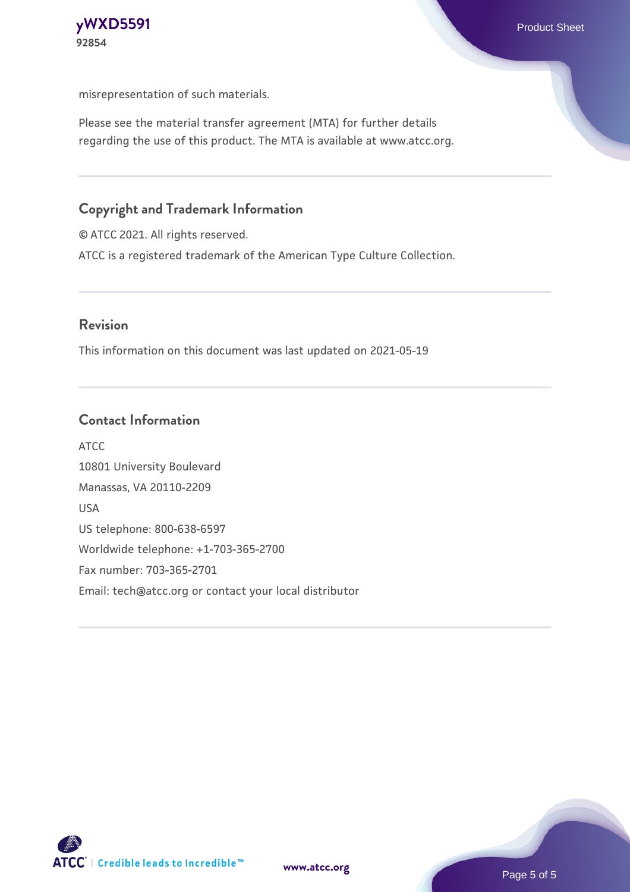misrepresentation of such materials.

Please see the material transfer agreement (MTA) for further details regarding the use of this product. The MTA is available at www.atcc.org.

## Copyright and Trademark Information

© ATCC 2021. All rights reserved.

ATCC is a registered trademark of the American Type Culture Collection.

## Revision

This information on this document was last updated on 2021-05-19

## Contact Information

ATCC
10801 University Boulevard
Manassas, VA 20110-2209
USA
US telephone: 800-638-6597
Worldwide telephone: +1-703-365-2700
Fax number: 703-365-2701
Email: tech@atcc.org or contact your local distributor